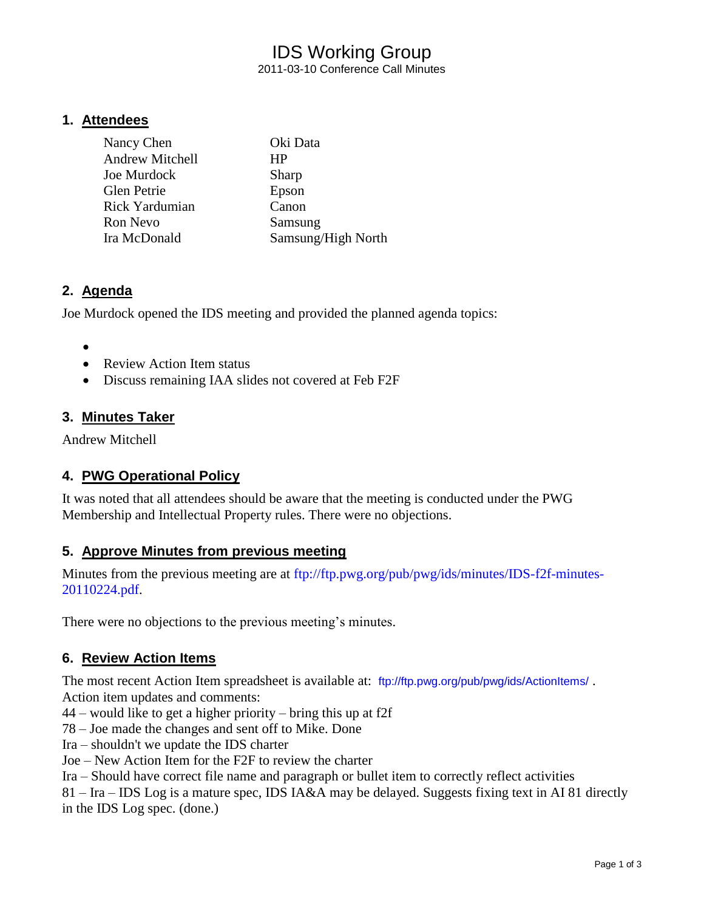# IDS Working Group

2011-03-10 Conference Call Minutes

## 1. Attendees

| | |
|---|---|
| Nancy Chen | Oki Data |
| Andrew Mitchell | HP |
| Joe Murdock | Sharp |
| Glen Petrie | Epson |
| Rick Yardumian | Canon |
| Ron Nevo | Samsung |
| Ira McDonald | Samsung/High North |

## 2. Agenda

Joe Murdock opened the IDS meeting and provided the planned agenda topics:

- 
- Review Action Item status
- Discuss remaining IAA slides not covered at Feb F2F

## 3. Minutes Taker

Andrew Mitchell

## 4. PWG Operational Policy

It was noted that all attendees should be aware that the meeting is conducted under the PWG Membership and Intellectual Property rules. There were no objections.

## 5. Approve Minutes from previous meeting

Minutes from the previous meeting are at ftp://ftp.pwg.org/pub/pwg/ids/minutes/IDS-f2f-minutes-20110224.pdf.

There were no objections to the previous meeting's minutes.

## 6. Review Action Items

The most recent Action Item spreadsheet is available at: ftp://ftp.pwg.org/pub/pwg/ids/ActionItems/ .
Action item updates and comments:
44 – would like to get a higher priority – bring this up at f2f
78 – Joe made the changes and sent off to Mike. Done
Ira – shouldn't we update the IDS charter
Joe – New Action Item for the F2F to review the charter
Ira – Should have correct file name and paragraph or bullet item to correctly reflect activities
81 – Ira – IDS Log is a mature spec, IDS IA&A may be delayed. Suggests fixing text in AI 81 directly in the IDS Log spec. (done.)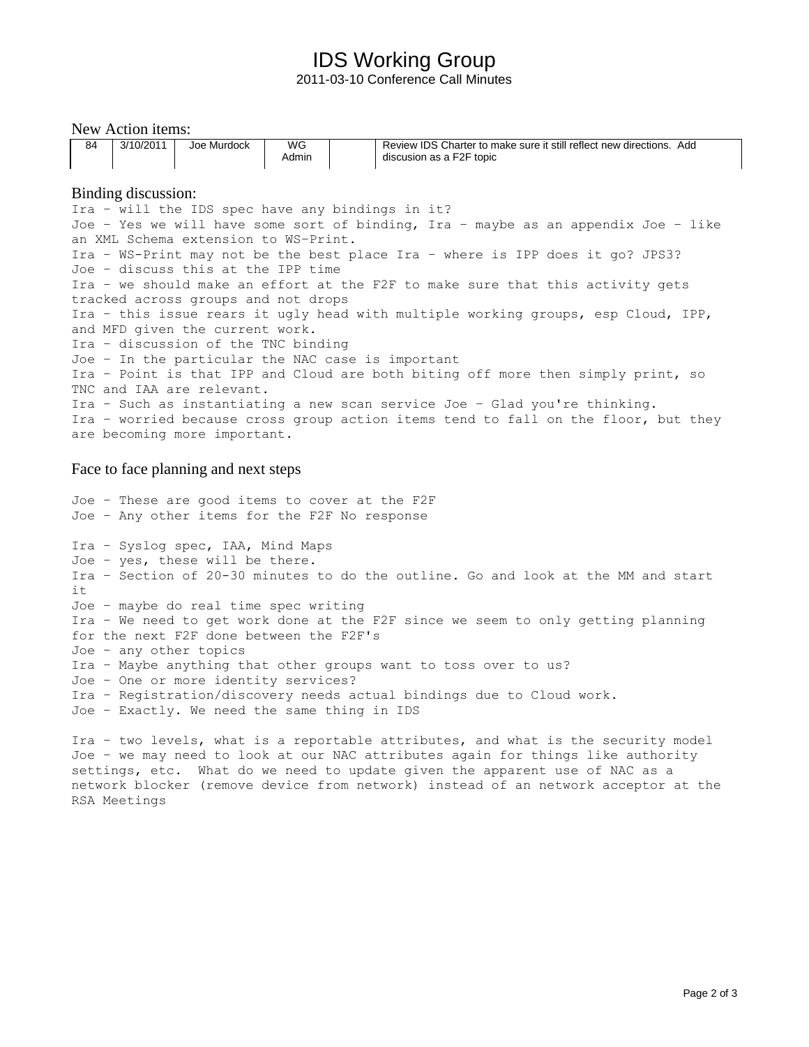# IDS Working Group

2011-03-10 Conference Call Minutes

## New Action items:

| 84 | 3/10/2011 | Joe Murdock | WG Admin | | Review IDS Charter to make sure it still reflect new directions. Add discusion as a F2F topic |
|---|---|---|---|---|---|

## Binding discussion:

Ira – will the IDS spec have any bindings in it?
Joe – Yes we will have some sort of binding, Ira – maybe as an appendix Joe – like an XML Schema extension to WS-Print.
Ira – WS-Print may not be the best place Ira – where is IPP does it go? JPS3?
Joe – discuss this at the IPP time
Ira – we should make an effort at the F2F to make sure that this activity gets tracked across groups and not drops
Ira – this issue rears it ugly head with multiple working groups, esp Cloud, IPP, and MFD given the current work.
Ira – discussion of the TNC binding
Joe – In the particular the NAC case is important
Ira – Point is that IPP and Cloud are both biting off more then simply print, so TNC and IAA are relevant.
Ira – Such as instantiating a new scan service Joe – Glad you're thinking.
Ira – worried because cross group action items tend to fall on the floor, but they are becoming more important.

## Face to face planning and next steps

Joe – These are good items to cover at the F2F
Joe – Any other items for the F2F No response

Ira – Syslog spec, IAA, Mind Maps
Joe – yes, these will be there.
Ira – Section of 20-30 minutes to do the outline. Go and look at the MM and start it
Joe – maybe do real time spec writing
Ira – We need to get work done at the F2F since we seem to only getting planning for the next F2F done between the F2F's
Joe – any other topics
Ira – Maybe anything that other groups want to toss over to us?
Joe – One or more identity services?
Ira – Registration/discovery needs actual bindings due to Cloud work.
Joe – Exactly. We need the same thing in IDS

Ira – two levels, what is a reportable attributes, and what is the security model
Joe – we may need to look at our NAC attributes again for things like authority settings, etc. What do we need to update given the apparent use of NAC as a network blocker (remove device from network) instead of an network acceptor at the RSA Meetings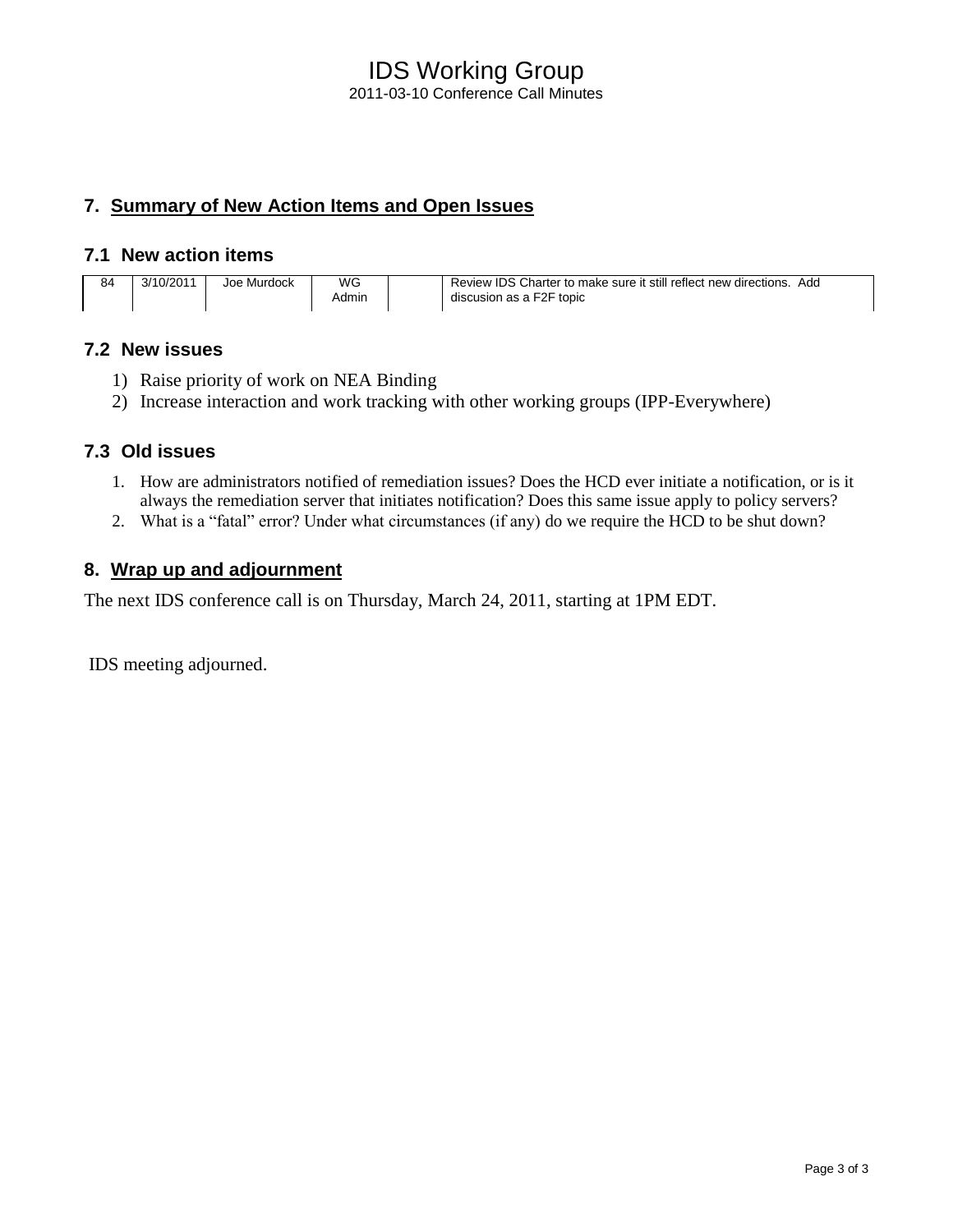## 7. Summary of New Action Items and Open Issues

### 7.1 New action items

| | | | | | |
|---|---|---|---|---|---|
| 84 | 3/10/2011 | Joe Murdock | WG Admin | | Review IDS Charter to make sure it still reflect new directions. Add discusion as a F2F topic |

### 7.2 New issues

1) Raise priority of work on NEA Binding
2) Increase interaction and work tracking with other working groups (IPP-Everywhere)

### 7.3 Old issues

1. How are administrators notified of remediation issues? Does the HCD ever initiate a notification, or is it always the remediation server that initiates notification? Does this same issue apply to policy servers?
2. What is a “fatal” error? Under what circumstances (if any) do we require the HCD to be shut down?

## 8. Wrap up and adjournment

The next IDS conference call is on Thursday, March 24, 2011, starting at 1PM EDT.

IDS meeting adjourned.